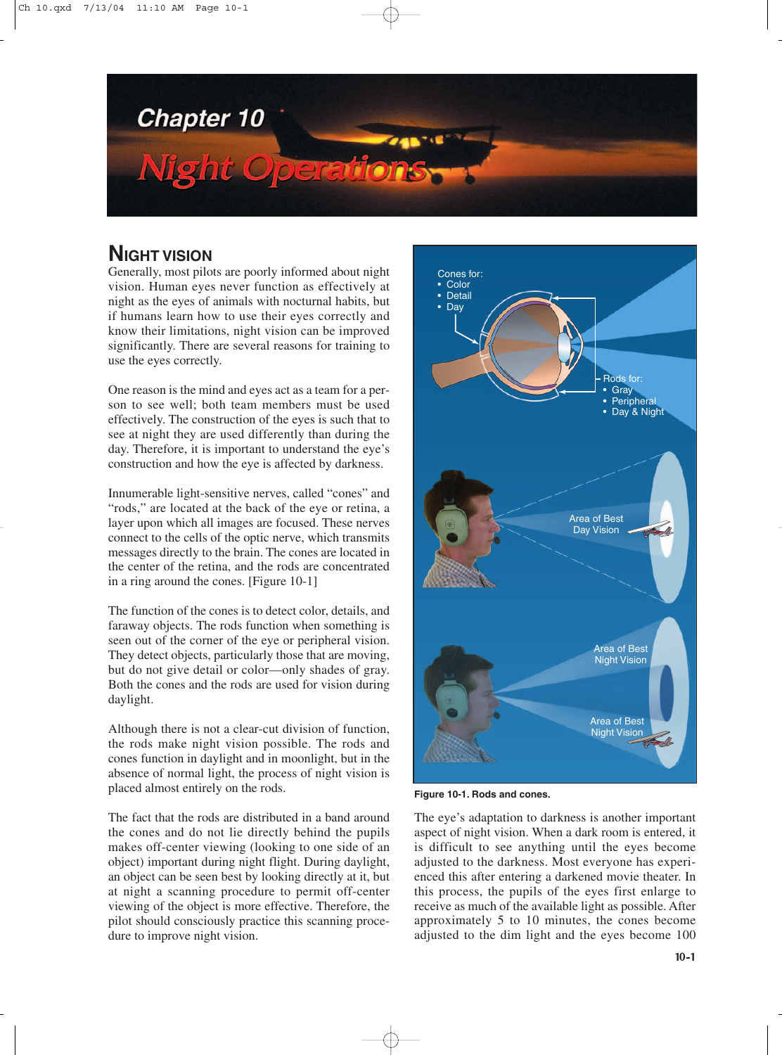# Chapter 10

# Night Operations

## NIGHT VISION

Generally, most pilots are poorly informed about night vision. Human eyes never function as effectively at night as the eyes of animals with nocturnal habits, but if humans learn how to use their eyes correctly and know their limitations, night vision can be improved significantly. There are several reasons for training to use the eyes correctly.

One reason is the mind and eyes act as a team for a person to see well; both team members must be used effectively. The construction of the eyes is such that to see at night they are used differently than during the day. Therefore, it is important to understand the eye's construction and how the eye is affected by darkness.

Innumerable light-sensitive nerves, called "cones" and "rods," are located at the back of the eye or retina, a layer upon which all images are focused. These nerves connect to the cells of the optic nerve, which transmits messages directly to the brain. The cones are located in the center of the retina, and the rods are concentrated in a ring around the cones. [Figure 10-1]

The function of the cones is to detect color, details, and faraway objects. The rods function when something is seen out of the corner of the eye or peripheral vision. They detect objects, particularly those that are moving, but do not give detail or color—only shades of gray. Both the cones and the rods are used for vision during daylight.

Although there is not a clear-cut division of function, the rods make night vision possible. The rods and cones function in daylight and in moonlight, but in the absence of normal light, the process of night vision is placed almost entirely on the rods.

The fact that the rods are distributed in a band around the cones and do not lie directly behind the pupils makes off-center viewing (looking to one side of an object) important during night flight. During daylight, an object can be seen best by looking directly at it, but at night a scanning procedure to permit off-center viewing of the object is more effective. Therefore, the pilot should consciously practice this scanning procedure to improve night vision.

Cones for:
- Color
- Detail
- Day

Rods for:
- Gray
- Peripheral
- Day & Night

Area of Best Day Vision

Area of Best Night Vision

Area of Best Night Vision

**Figure 10-1. Rods and cones.**

The eye's adaptation to darkness is another important aspect of night vision. When a dark room is entered, it is difficult to see anything until the eyes become adjusted to the darkness. Most everyone has experienced this after entering a darkened movie theater. In this process, the pupils of the eyes first enlarge to receive as much of the available light as possible. After approximately 5 to 10 minutes, the cones become adjusted to the dim light and the eyes become 100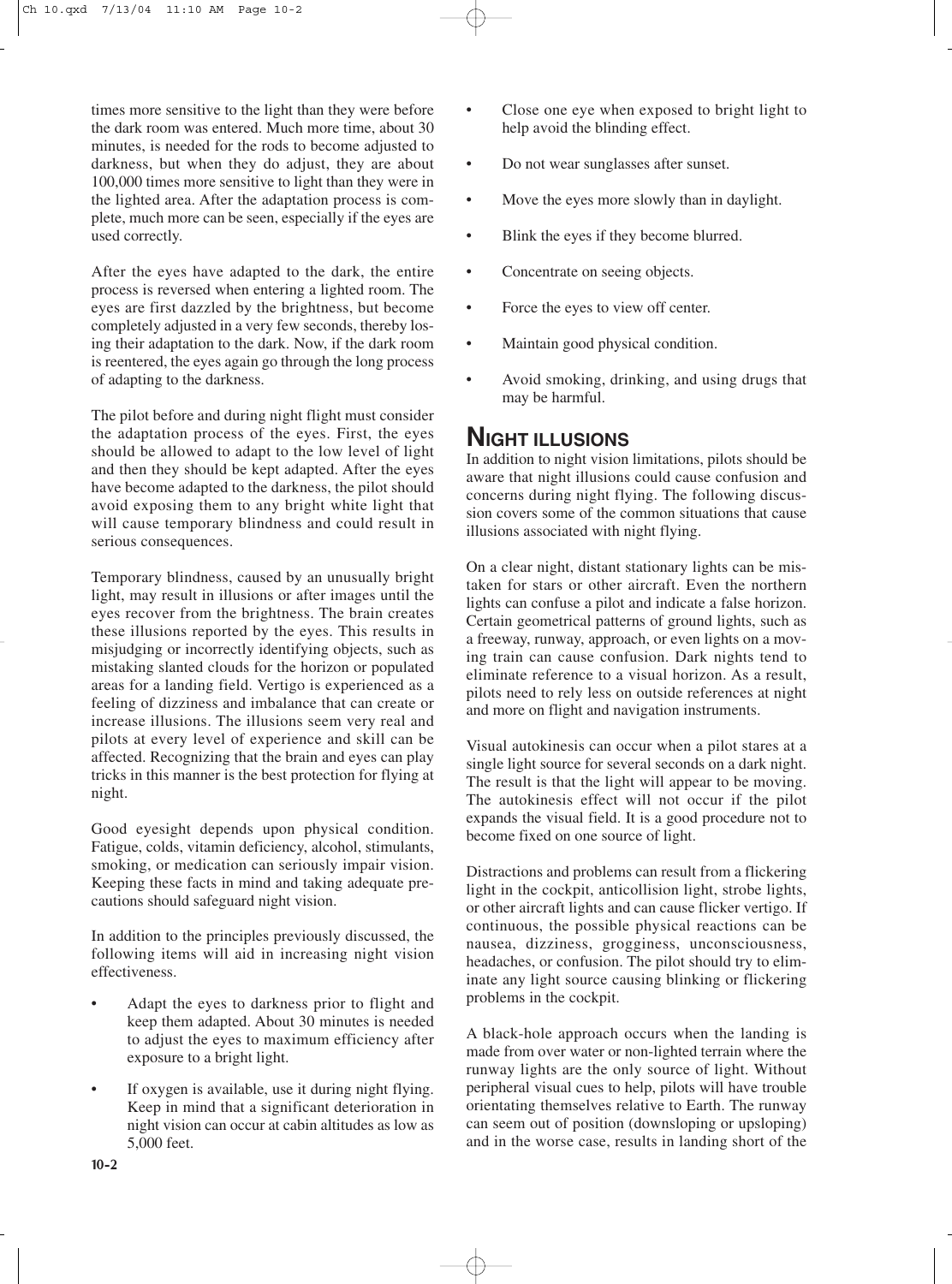times more sensitive to the light than they were before the dark room was entered. Much more time, about 30 minutes, is needed for the rods to become adjusted to darkness, but when they do adjust, they are about 100,000 times more sensitive to light than they were in the lighted area. After the adaptation process is complete, much more can be seen, especially if the eyes are used correctly.

After the eyes have adapted to the dark, the entire process is reversed when entering a lighted room. The eyes are first dazzled by the brightness, but become completely adjusted in a very few seconds, thereby losing their adaptation to the dark. Now, if the dark room is reentered, the eyes again go through the long process of adapting to the darkness.

The pilot before and during night flight must consider the adaptation process of the eyes. First, the eyes should be allowed to adapt to the low level of light and then they should be kept adapted. After the eyes have become adapted to the darkness, the pilot should avoid exposing them to any bright white light that will cause temporary blindness and could result in serious consequences.

Temporary blindness, caused by an unusually bright light, may result in illusions or after images until the eyes recover from the brightness. The brain creates these illusions reported by the eyes. This results in misjudging or incorrectly identifying objects, such as mistaking slanted clouds for the horizon or populated areas for a landing field. Vertigo is experienced as a feeling of dizziness and imbalance that can create or increase illusions. The illusions seem very real and pilots at every level of experience and skill can be affected. Recognizing that the brain and eyes can play tricks in this manner is the best protection for flying at night.

Good eyesight depends upon physical condition. Fatigue, colds, vitamin deficiency, alcohol, stimulants, smoking, or medication can seriously impair vision. Keeping these facts in mind and taking adequate precautions should safeguard night vision.

In addition to the principles previously discussed, the following items will aid in increasing night vision effectiveness.

- Adapt the eyes to darkness prior to flight and keep them adapted. About 30 minutes is needed to adjust the eyes to maximum efficiency after exposure to a bright light.
- If oxygen is available, use it during night flying. Keep in mind that a significant deterioration in night vision can occur at cabin altitudes as low as 5,000 feet.
- Close one eye when exposed to bright light to help avoid the blinding effect.
- Do not wear sunglasses after sunset.
- Move the eyes more slowly than in daylight.
- Blink the eyes if they become blurred.
- Concentrate on seeing objects.
- Force the eyes to view off center.
- Maintain good physical condition.
- Avoid smoking, drinking, and using drugs that may be harmful.

## NIGHT ILLUSIONS

In addition to night vision limitations, pilots should be aware that night illusions could cause confusion and concerns during night flying. The following discussion covers some of the common situations that cause illusions associated with night flying.

On a clear night, distant stationary lights can be mistaken for stars or other aircraft. Even the northern lights can confuse a pilot and indicate a false horizon. Certain geometrical patterns of ground lights, such as a freeway, runway, approach, or even lights on a moving train can cause confusion. Dark nights tend to eliminate reference to a visual horizon. As a result, pilots need to rely less on outside references at night and more on flight and navigation instruments.

Visual autokinesis can occur when a pilot stares at a single light source for several seconds on a dark night. The result is that the light will appear to be moving. The autokinesis effect will not occur if the pilot expands the visual field. It is a good procedure not to become fixed on one source of light.

Distractions and problems can result from a flickering light in the cockpit, anticollision light, strobe lights, or other aircraft lights and can cause flicker vertigo. If continuous, the possible physical reactions can be nausea, dizziness, grogginess, unconsciousness, headaches, or confusion. The pilot should try to eliminate any light source causing blinking or flickering problems in the cockpit.

A black-hole approach occurs when the landing is made from over water or non-lighted terrain where the runway lights are the only source of light. Without peripheral visual cues to help, pilots will have trouble orientating themselves relative to Earth. The runway can seem out of position (downsloping or upsloping) and in the worse case, results in landing short of the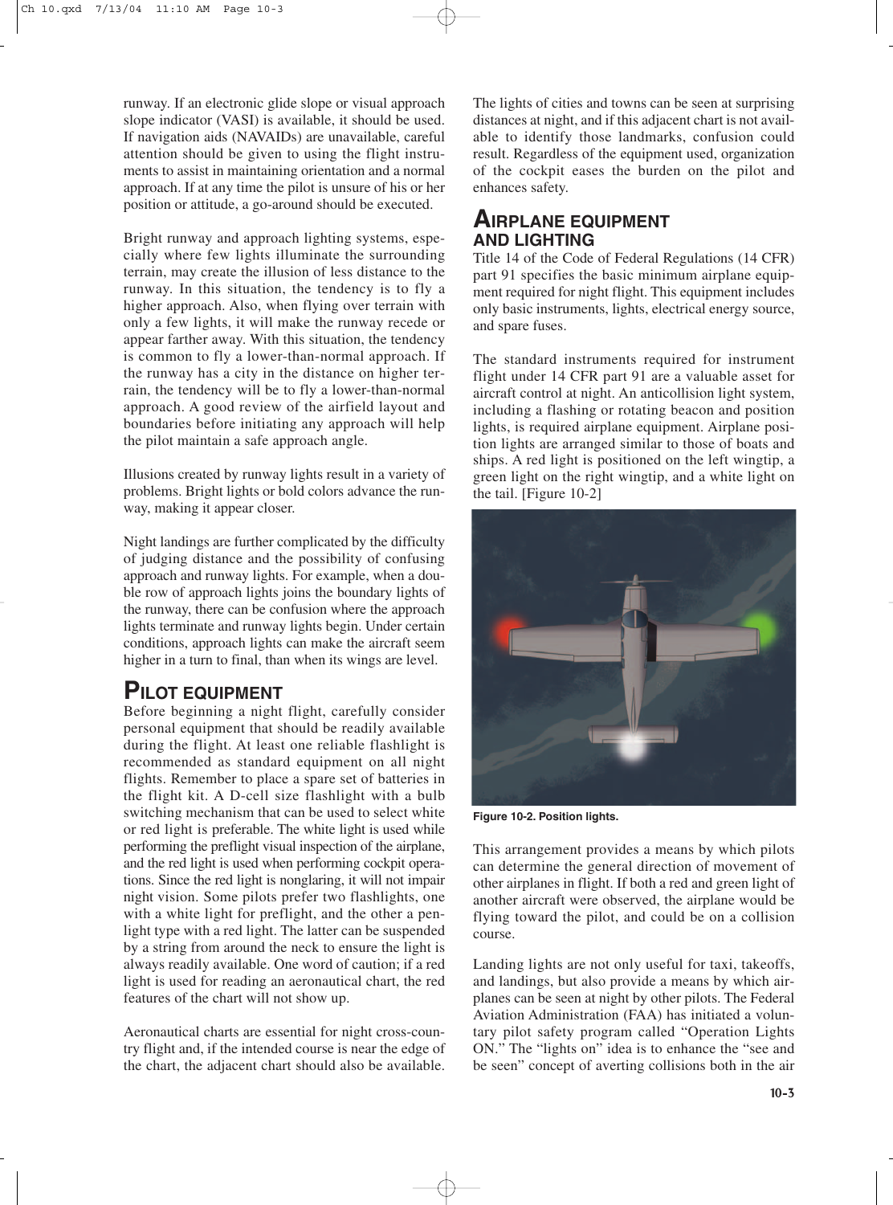runway. If an electronic glide slope or visual approach slope indicator (VASI) is available, it should be used. If navigation aids (NAVAIDs) are unavailable, careful attention should be given to using the flight instruments to assist in maintaining orientation and a normal approach. If at any time the pilot is unsure of his or her position or attitude, a go-around should be executed.

Bright runway and approach lighting systems, especially where few lights illuminate the surrounding terrain, may create the illusion of less distance to the runway. In this situation, the tendency is to fly a higher approach. Also, when flying over terrain with only a few lights, it will make the runway recede or appear farther away. With this situation, the tendency is common to fly a lower-than-normal approach. If the runway has a city in the distance on higher terrain, the tendency will be to fly a lower-than-normal approach. A good review of the airfield layout and boundaries before initiating any approach will help the pilot maintain a safe approach angle.

Illusions created by runway lights result in a variety of problems. Bright lights or bold colors advance the runway, making it appear closer.

Night landings are further complicated by the difficulty of judging distance and the possibility of confusing approach and runway lights. For example, when a double row of approach lights joins the boundary lights of the runway, there can be confusion where the approach lights terminate and runway lights begin. Under certain conditions, approach lights can make the aircraft seem higher in a turn to final, than when its wings are level.

## PILOT EQUIPMENT

Before beginning a night flight, carefully consider personal equipment that should be readily available during the flight. At least one reliable flashlight is recommended as standard equipment on all night flights. Remember to place a spare set of batteries in the flight kit. A D-cell size flashlight with a bulb switching mechanism that can be used to select white or red light is preferable. The white light is used while performing the preflight visual inspection of the airplane, and the red light is used when performing cockpit operations. Since the red light is nonglaring, it will not impair night vision. Some pilots prefer two flashlights, one with a white light for preflight, and the other a penlight type with a red light. The latter can be suspended by a string from around the neck to ensure the light is always readily available. One word of caution; if a red light is used for reading an aeronautical chart, the red features of the chart will not show up.

Aeronautical charts are essential for night cross-country flight and, if the intended course is near the edge of the chart, the adjacent chart should also be available. The lights of cities and towns can be seen at surprising distances at night, and if this adjacent chart is not available to identify those landmarks, confusion could result. Regardless of the equipment used, organization of the cockpit eases the burden on the pilot and enhances safety.

## AIRPLANE EQUIPMENT AND LIGHTING

Title 14 of the Code of Federal Regulations (14 CFR) part 91 specifies the basic minimum airplane equipment required for night flight. This equipment includes only basic instruments, lights, electrical energy source, and spare fuses.

The standard instruments required for instrument flight under 14 CFR part 91 are a valuable asset for aircraft control at night. An anticollision light system, including a flashing or rotating beacon and position lights, is required airplane equipment. Airplane position lights are arranged similar to those of boats and ships. A red light is positioned on the left wingtip, a green light on the right wingtip, and a white light on the tail. [Figure 10-2]

Figure 10-2. Position lights.

This arrangement provides a means by which pilots can determine the general direction of movement of other airplanes in flight. If both a red and green light of another aircraft were observed, the airplane would be flying toward the pilot, and could be on a collision course.

Landing lights are not only useful for taxi, takeoffs, and landings, but also provide a means by which airplanes can be seen at night by other pilots. The Federal Aviation Administration (FAA) has initiated a voluntary pilot safety program called "Operation Lights ON." The "lights on" idea is to enhance the "see and be seen" concept of averting collisions both in the air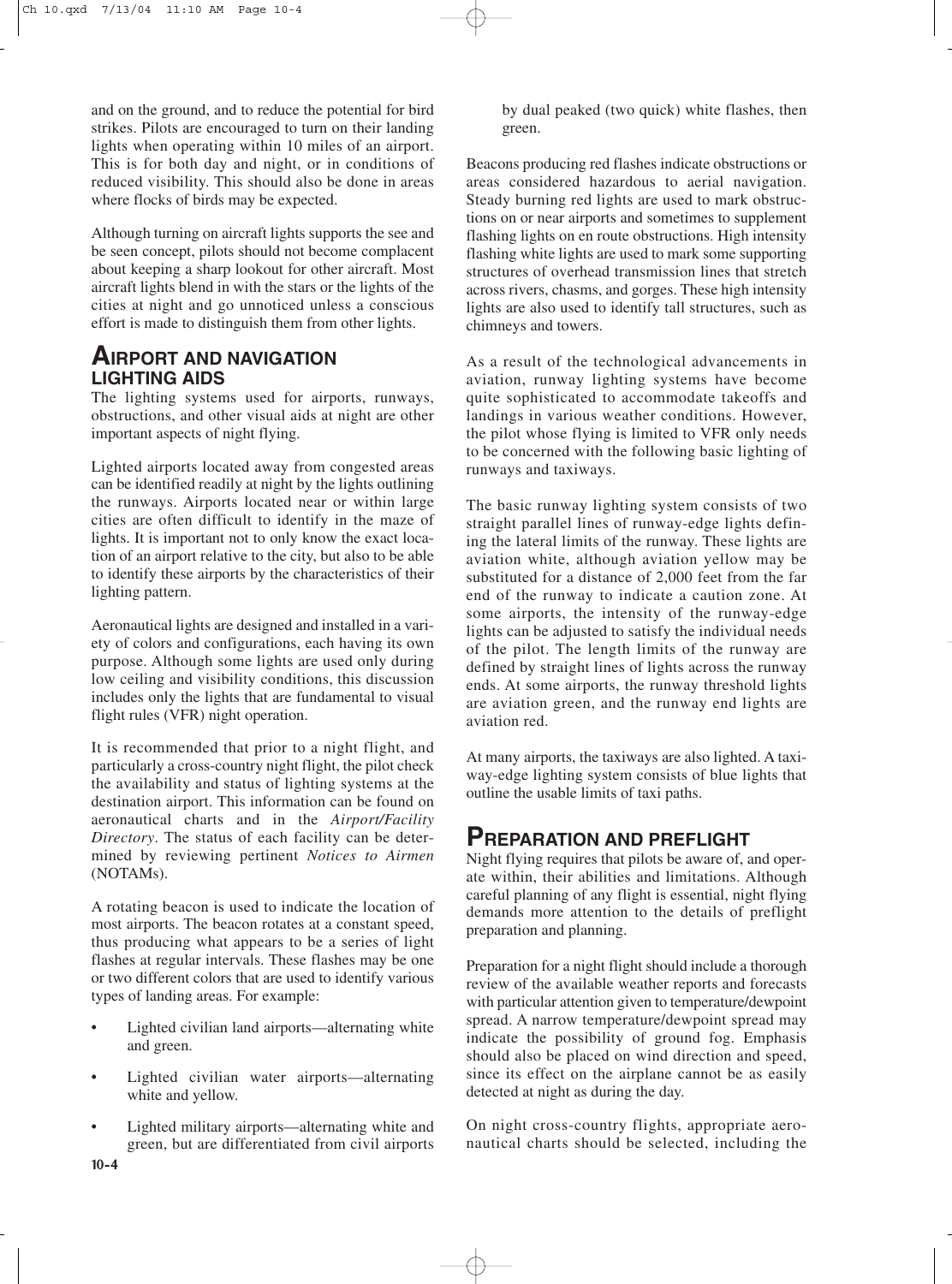and on the ground, and to reduce the potential for bird strikes. Pilots are encouraged to turn on their landing lights when operating within 10 miles of an airport. This is for both day and night, or in conditions of reduced visibility. This should also be done in areas where flocks of birds may be expected.

Although turning on aircraft lights supports the see and be seen concept, pilots should not become complacent about keeping a sharp lookout for other aircraft. Most aircraft lights blend in with the stars or the lights of the cities at night and go unnoticed unless a conscious effort is made to distinguish them from other lights.

## AIRPORT AND NAVIGATION LIGHTING AIDS

The lighting systems used for airports, runways, obstructions, and other visual aids at night are other important aspects of night flying.

Lighted airports located away from congested areas can be identified readily at night by the lights outlining the runways. Airports located near or within large cities are often difficult to identify in the maze of lights. It is important not to only know the exact location of an airport relative to the city, but also to be able to identify these airports by the characteristics of their lighting pattern.

Aeronautical lights are designed and installed in a variety of colors and configurations, each having its own purpose. Although some lights are used only during low ceiling and visibility conditions, this discussion includes only the lights that are fundamental to visual flight rules (VFR) night operation.

It is recommended that prior to a night flight, and particularly a cross-country night flight, the pilot check the availability and status of lighting systems at the destination airport. This information can be found on aeronautical charts and in the *Airport/Facility Directory*. The status of each facility can be determined by reviewing pertinent *Notices to Airmen* (NOTAMs).

A rotating beacon is used to indicate the location of most airports. The beacon rotates at a constant speed, thus producing what appears to be a series of light flashes at regular intervals. These flashes may be one or two different colors that are used to identify various types of landing areas. For example:

- Lighted civilian land airports—alternating white and green.
- Lighted civilian water airports—alternating white and yellow.
- Lighted military airports—alternating white and green, but are differentiated from civil airports by dual peaked (two quick) white flashes, then green.

Beacons producing red flashes indicate obstructions or areas considered hazardous to aerial navigation. Steady burning red lights are used to mark obstructions on or near airports and sometimes to supplement flashing lights on en route obstructions. High intensity flashing white lights are used to mark some supporting structures of overhead transmission lines that stretch across rivers, chasms, and gorges. These high intensity lights are also used to identify tall structures, such as chimneys and towers.

As a result of the technological advancements in aviation, runway lighting systems have become quite sophisticated to accommodate takeoffs and landings in various weather conditions. However, the pilot whose flying is limited to VFR only needs to be concerned with the following basic lighting of runways and taxiways.

The basic runway lighting system consists of two straight parallel lines of runway-edge lights defining the lateral limits of the runway. These lights are aviation white, although aviation yellow may be substituted for a distance of 2,000 feet from the far end of the runway to indicate a caution zone. At some airports, the intensity of the runway-edge lights can be adjusted to satisfy the individual needs of the pilot. The length limits of the runway are defined by straight lines of lights across the runway ends. At some airports, the runway threshold lights are aviation green, and the runway end lights are aviation red.

At many airports, the taxiways are also lighted. A taxiway-edge lighting system consists of blue lights that outline the usable limits of taxi paths.

## PREPARATION AND PREFLIGHT

Night flying requires that pilots be aware of, and operate within, their abilities and limitations. Although careful planning of any flight is essential, night flying demands more attention to the details of preflight preparation and planning.

Preparation for a night flight should include a thorough review of the available weather reports and forecasts with particular attention given to temperature/dewpoint spread. A narrow temperature/dewpoint spread may indicate the possibility of ground fog. Emphasis should also be placed on wind direction and speed, since its effect on the airplane cannot be as easily detected at night as during the day.

On night cross-country flights, appropriate aeronautical charts should be selected, including the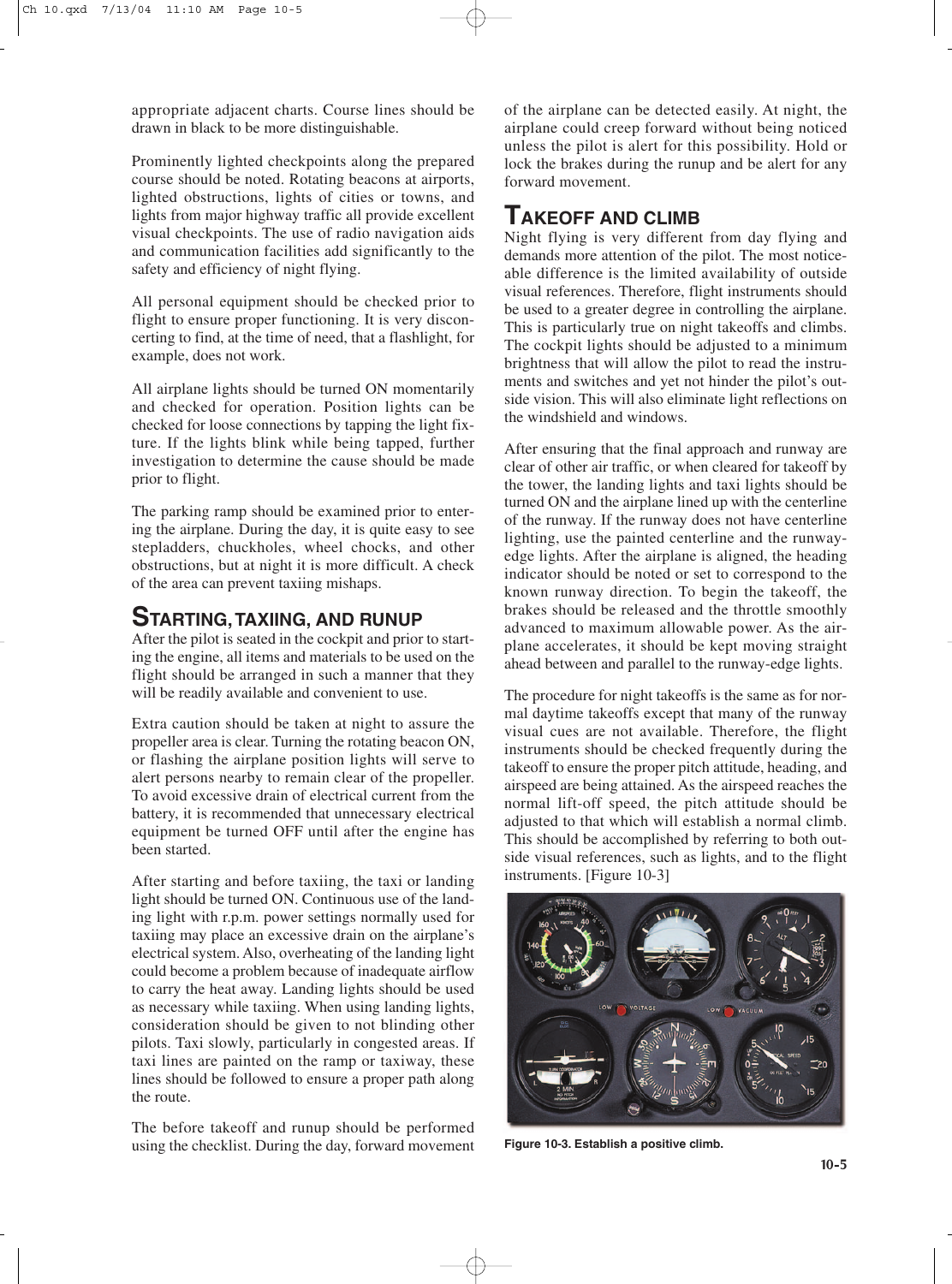appropriate adjacent charts. Course lines should be drawn in black to be more distinguishable.

Prominently lighted checkpoints along the prepared course should be noted. Rotating beacons at airports, lighted obstructions, lights of cities or towns, and lights from major highway traffic all provide excellent visual checkpoints. The use of radio navigation aids and communication facilities add significantly to the safety and efficiency of night flying.

All personal equipment should be checked prior to flight to ensure proper functioning. It is very disconcerting to find, at the time of need, that a flashlight, for example, does not work.

All airplane lights should be turned ON momentarily and checked for operation. Position lights can be checked for loose connections by tapping the light fixture. If the lights blink while being tapped, further investigation to determine the cause should be made prior to flight.

The parking ramp should be examined prior to entering the airplane. During the day, it is quite easy to see stepladders, chuckholes, wheel chocks, and other obstructions, but at night it is more difficult. A check of the area can prevent taxiing mishaps.

## STARTING, TAXIING, AND RUNUP

After the pilot is seated in the cockpit and prior to starting the engine, all items and materials to be used on the flight should be arranged in such a manner that they will be readily available and convenient to use.

Extra caution should be taken at night to assure the propeller area is clear. Turning the rotating beacon ON, or flashing the airplane position lights will serve to alert persons nearby to remain clear of the propeller. To avoid excessive drain of electrical current from the battery, it is recommended that unnecessary electrical equipment be turned OFF until after the engine has been started.

After starting and before taxiing, the taxi or landing light should be turned ON. Continuous use of the landing light with r.p.m. power settings normally used for taxiing may place an excessive drain on the airplane's electrical system. Also, overheating of the landing light could become a problem because of inadequate airflow to carry the heat away. Landing lights should be used as necessary while taxiing. When using landing lights, consideration should be given to not blinding other pilots. Taxi slowly, particularly in congested areas. If taxi lines are painted on the ramp or taxiway, these lines should be followed to ensure a proper path along the route.

The before takeoff and runup should be performed using the checklist. During the day, forward movement of the airplane can be detected easily. At night, the airplane could creep forward without being noticed unless the pilot is alert for this possibility. Hold or lock the brakes during the runup and be alert for any forward movement.

## TAKEOFF AND CLIMB

Night flying is very different from day flying and demands more attention of the pilot. The most noticeable difference is the limited availability of outside visual references. Therefore, flight instruments should be used to a greater degree in controlling the airplane. This is particularly true on night takeoffs and climbs. The cockpit lights should be adjusted to a minimum brightness that will allow the pilot to read the instruments and switches and yet not hinder the pilot's outside vision. This will also eliminate light reflections on the windshield and windows.

After ensuring that the final approach and runway are clear of other air traffic, or when cleared for takeoff by the tower, the landing lights and taxi lights should be turned ON and the airplane lined up with the centerline of the runway. If the runway does not have centerline lighting, use the painted centerline and the runway-edge lights. After the airplane is aligned, the heading indicator should be noted or set to correspond to the known runway direction. To begin the takeoff, the brakes should be released and the throttle smoothly advanced to maximum allowable power. As the airplane accelerates, it should be kept moving straight ahead between and parallel to the runway-edge lights.

The procedure for night takeoffs is the same as for normal daytime takeoffs except that many of the runway visual cues are not available. Therefore, the flight instruments should be checked frequently during the takeoff to ensure the proper pitch attitude, heading, and airspeed are being attained. As the airspeed reaches the normal lift-off speed, the pitch attitude should be adjusted to that which will establish a normal climb. This should be accomplished by referring to both outside visual references, such as lights, and to the flight instruments. [Figure 10-3]

**Figure 10-3. Establish a positive climb.**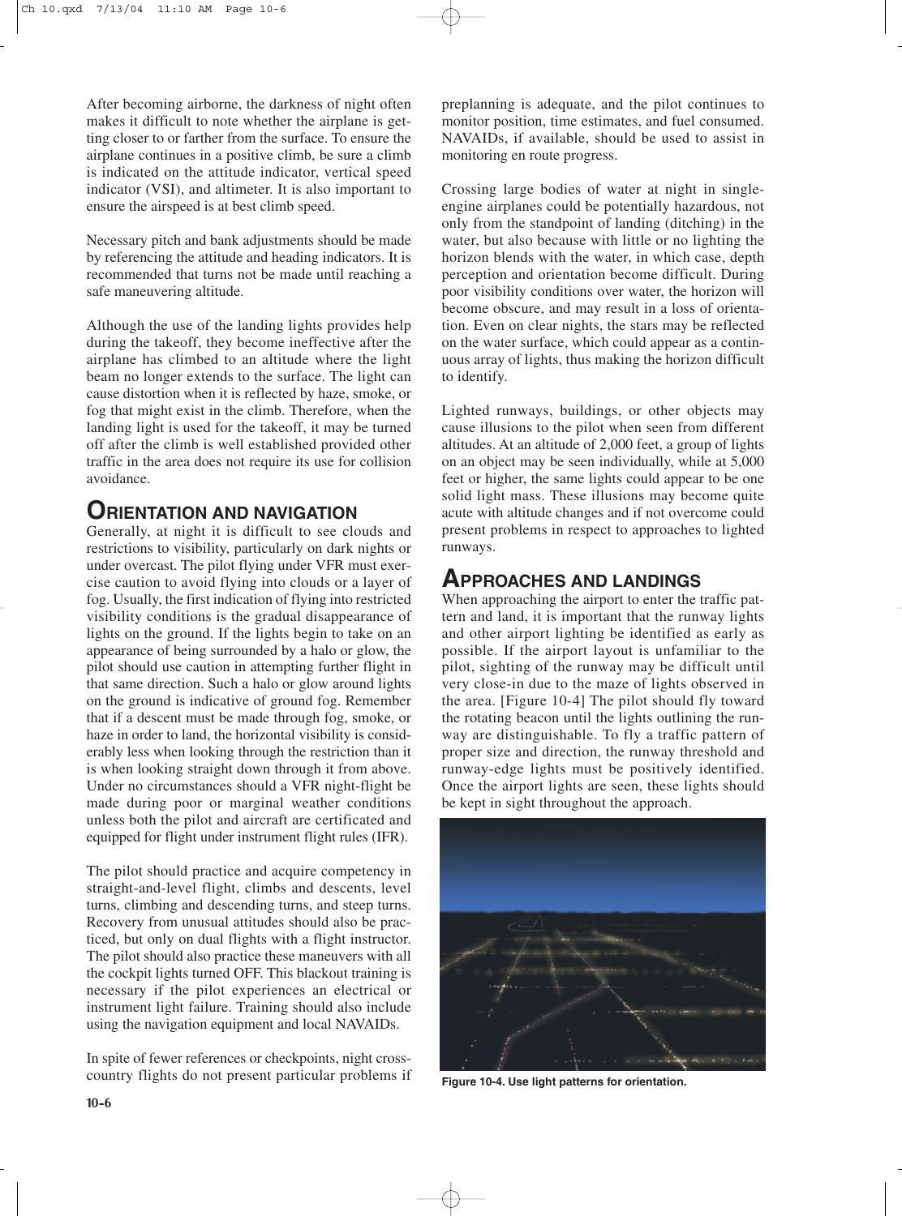After becoming airborne, the darkness of night often makes it difficult to note whether the airplane is getting closer to or farther from the surface. To ensure the airplane continues in a positive climb, be sure a climb is indicated on the attitude indicator, vertical speed indicator (VSI), and altimeter. It is also important to ensure the airspeed is at best climb speed.

Necessary pitch and bank adjustments should be made by referencing the attitude and heading indicators. It is recommended that turns not be made until reaching a safe maneuvering altitude.

Although the use of the landing lights provides help during the takeoff, they become ineffective after the airplane has climbed to an altitude where the light beam no longer extends to the surface. The light can cause distortion when it is reflected by haze, smoke, or fog that might exist in the climb. Therefore, when the landing light is used for the takeoff, it may be turned off after the climb is well established provided other traffic in the area does not require its use for collision avoidance.

## ORIENTATION AND NAVIGATION

Generally, at night it is difficult to see clouds and restrictions to visibility, particularly on dark nights or under overcast. The pilot flying under VFR must exercise caution to avoid flying into clouds or a layer of fog. Usually, the first indication of flying into restricted visibility conditions is the gradual disappearance of lights on the ground. If the lights begin to take on an appearance of being surrounded by a halo or glow, the pilot should use caution in attempting further flight in that same direction. Such a halo or glow around lights on the ground is indicative of ground fog. Remember that if a descent must be made through fog, smoke, or haze in order to land, the horizontal visibility is considerably less when looking through the restriction than it is when looking straight down through it from above. Under no circumstances should a VFR night-flight be made during poor or marginal weather conditions unless both the pilot and aircraft are certificated and equipped for flight under instrument flight rules (IFR).

The pilot should practice and acquire competency in straight-and-level flight, climbs and descents, level turns, climbing and descending turns, and steep turns. Recovery from unusual attitudes should also be practiced, but only on dual flights with a flight instructor. The pilot should also practice these maneuvers with all the cockpit lights turned OFF. This blackout training is necessary if the pilot experiences an electrical or instrument light failure. Training should also include using the navigation equipment and local NAVAIDs.

In spite of fewer references or checkpoints, night cross-country flights do not present particular problems if preplanning is adequate, and the pilot continues to monitor position, time estimates, and fuel consumed. NAVAIDs, if available, should be used to assist in monitoring en route progress.

Crossing large bodies of water at night in single-engine airplanes could be potentially hazardous, not only from the standpoint of landing (ditching) in the water, but also because with little or no lighting the horizon blends with the water, in which case, depth perception and orientation become difficult. During poor visibility conditions over water, the horizon will become obscure, and may result in a loss of orientation. Even on clear nights, the stars may be reflected on the water surface, which could appear as a continuous array of lights, thus making the horizon difficult to identify.

Lighted runways, buildings, or other objects may cause illusions to the pilot when seen from different altitudes. At an altitude of 2,000 feet, a group of lights on an object may be seen individually, while at 5,000 feet or higher, the same lights could appear to be one solid light mass. These illusions may become quite acute with altitude changes and if not overcome could present problems in respect to approaches to lighted runways.

## APPROACHES AND LANDINGS

When approaching the airport to enter the traffic pattern and land, it is important that the runway lights and other airport lighting be identified as early as possible. If the airport layout is unfamiliar to the pilot, sighting of the runway may be difficult until very close-in due to the maze of lights observed in the area. [Figure 10-4] The pilot should fly toward the rotating beacon until the lights outlining the runway are distinguishable. To fly a traffic pattern of proper size and direction, the runway threshold and runway-edge lights must be positively identified. Once the airport lights are seen, these lights should be kept in sight throughout the approach.

**Figure 10-4. Use light patterns for orientation.**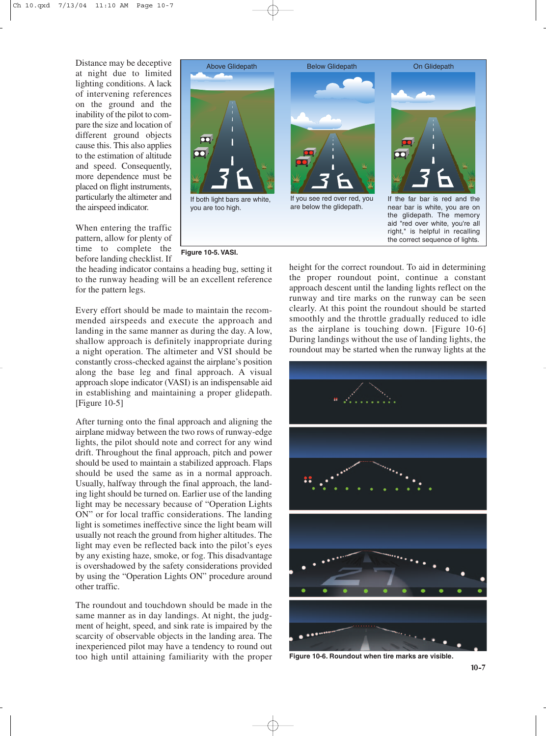Distance may be deceptive at night due to limited lighting conditions. A lack of intervening references on the ground and the inability of the pilot to compare the size and location of different ground objects cause this. This also applies to the estimation of altitude and speed. Consequently, more dependence must be placed on flight instruments, particularly the altimeter and the airspeed indicator.

When entering the traffic pattern, allow for plenty of time to complete the before landing checklist. If the heading indicator contains a heading bug, setting it to the runway heading will be an excellent reference for the pattern legs.

Every effort should be made to maintain the recommended airspeeds and execute the approach and landing in the same manner as during the day. A low, shallow approach is definitely inappropriate during a night operation. The altimeter and VSI should be constantly cross-checked against the airplane's position along the base leg and final approach. A visual approach slope indicator (VASI) is an indispensable aid in establishing and maintaining a proper glidepath. [Figure 10-5]

Above Glidepath — If both light bars are white, you are too high.

Below Glidepath — If you see red over red, you are below the glidepath.

On Glidepath — If the far bar is red and the near bar is white, you are on the glidepath. The memory aid "red over white, you're all right," is helpful in recalling the correct sequence of lights.

**Figure 10-5. VASI.**

After turning onto the final approach and aligning the airplane midway between the two rows of runway-edge lights, the pilot should note and correct for any wind drift. Throughout the final approach, pitch and power should be used to maintain a stabilized approach. Flaps should be used the same as in a normal approach. Usually, halfway through the final approach, the landing light should be turned on. Earlier use of the landing light may be necessary because of "Operation Lights ON" or for local traffic considerations. The landing light is sometimes ineffective since the light beam will usually not reach the ground from higher altitudes. The light may even be reflected back into the pilot's eyes by any existing haze, smoke, or fog. This disadvantage is overshadowed by the safety considerations provided by using the "Operation Lights ON" procedure around other traffic.

The roundout and touchdown should be made in the same manner as in day landings. At night, the judgment of height, speed, and sink rate is impaired by the scarcity of observable objects in the landing area. The inexperienced pilot may have a tendency to round out too high until attaining familiarity with the proper height for the correct roundout. To aid in determining the proper roundout point, continue a constant approach descent until the landing lights reflect on the runway and tire marks on the runway can be seen clearly. At this point the roundout should be started smoothly and the throttle gradually reduced to idle as the airplane is touching down. [Figure 10-6] During landings without the use of landing lights, the roundout may be started when the runway lights at the

**Figure 10-6. Roundout when tire marks are visible.**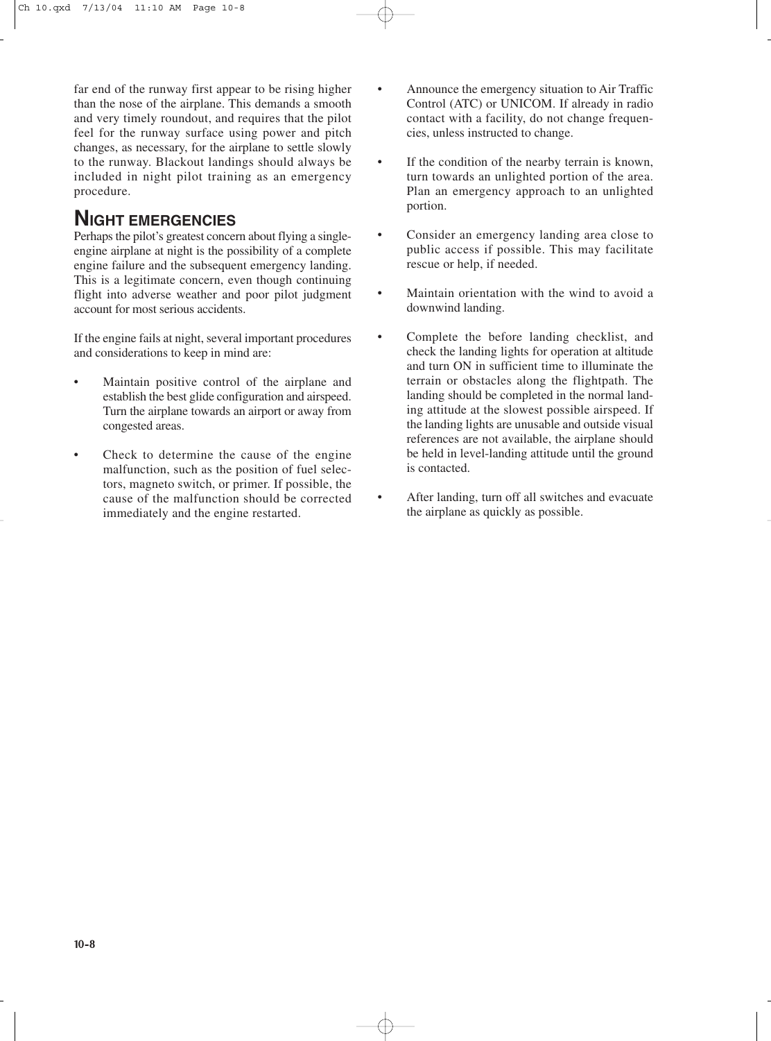far end of the runway first appear to be rising higher than the nose of the airplane. This demands a smooth and very timely roundout, and requires that the pilot feel for the runway surface using power and pitch changes, as necessary, for the airplane to settle slowly to the runway. Blackout landings should always be included in night pilot training as an emergency procedure.

## NIGHT EMERGENCIES

Perhaps the pilot's greatest concern about flying a single-engine airplane at night is the possibility of a complete engine failure and the subsequent emergency landing. This is a legitimate concern, even though continuing flight into adverse weather and poor pilot judgment account for most serious accidents.

If the engine fails at night, several important procedures and considerations to keep in mind are:

- Maintain positive control of the airplane and establish the best glide configuration and airspeed. Turn the airplane towards an airport or away from congested areas.
- Check to determine the cause of the engine malfunction, such as the position of fuel selectors, magneto switch, or primer. If possible, the cause of the malfunction should be corrected immediately and the engine restarted.
- Announce the emergency situation to Air Traffic Control (ATC) or UNICOM. If already in radio contact with a facility, do not change frequencies, unless instructed to change.
- If the condition of the nearby terrain is known, turn towards an unlighted portion of the area. Plan an emergency approach to an unlighted portion.
- Consider an emergency landing area close to public access if possible. This may facilitate rescue or help, if needed.
- Maintain orientation with the wind to avoid a downwind landing.
- Complete the before landing checklist, and check the landing lights for operation at altitude and turn ON in sufficient time to illuminate the terrain or obstacles along the flightpath. The landing should be completed in the normal landing attitude at the slowest possible airspeed. If the landing lights are unusable and outside visual references are not available, the airplane should be held in level-landing attitude until the ground is contacted.
- After landing, turn off all switches and evacuate the airplane as quickly as possible.